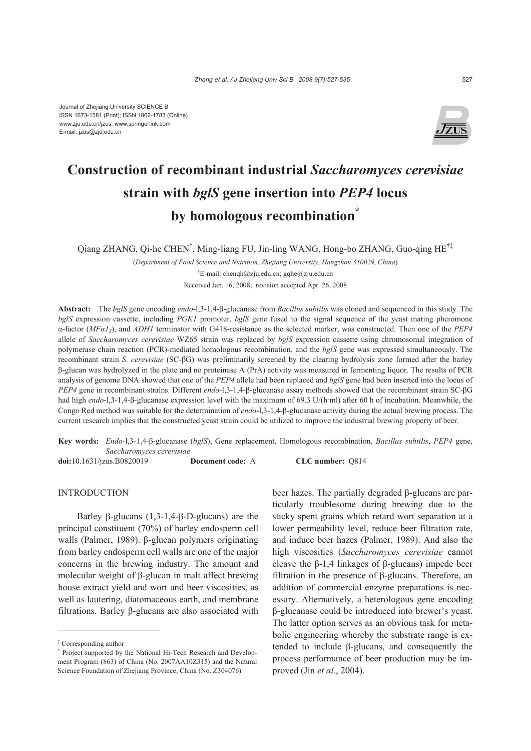Journal of Zhejiang University SCIENCE B
ISSN 1673-1581 (Print); ISSN 1862-1783 (Online)
www.zju.edu.cn/jzus; www.springerlink.com
E-mail: jzus@zju.edu.cn

# Construction of recombinant industrial *Saccharomyces cerevisiae* strain with *bglS* gene insertion into *PEP4* locus by homologous recombination*

Qiang ZHANG, Qi-he CHEN†, Ming-liang FU, Jin-ling WANG, Hong-bo ZHANG, Guo-qing HE†‡

(*Department of Food Science and Nutrition, Zhejiang University, Hangzhou 310029, China*)

†E-mail: chenqh@zju.edu.cn; gqhe@zju.edu.cn

Received Jan. 16, 2008; revision accepted Apr. 26, 2008

**Abstract:** The *bglS* gene encoding *endo*-l,3-1,4-β-glucanase from *Bacillus subtilis* was cloned and sequenced in this study. The *bglS* expression cassette, including *PGK1* promoter, *bglS* gene fused to the signal sequence of the yeast mating pheromone α-factor ($MF\alpha 1_S$), and *ADH1* terminator with G418-resistance as the selected marker, was constructed. Then one of the *PEP4* allele of *Saccharomyces cerevisiae* WZ65 strain was replaced by *bglS* expression cassette using chromosomal integration of polymerase chain reaction (PCR)-mediated homologous recombination, and the *bglS* gene was expressed simultaneously. The recombinant strain *S. cerevisiae* (SC-βG) was preliminarily screened by the clearing hydrolysis zone formed after the barley β-glucan was hydrolyzed in the plate and no proteinase A (PrA) activity was measured in fermenting liquor. The results of PCR analysis of genome DNA showed that one of the *PEP4* allele had been replaced and *bglS* gene had been inserted into the locus of *PEP4* gene in recombinant strains. Different *endo*-l,3-1,4-β-glucanase assay methods showed that the recombinant strain SC-βG had high *endo*-l,3-1,4-β-glucanase expression level with the maximum of 69.3 U/(h·ml) after 60 h of incubation. Meanwhile, the Congo Red method was suitable for the determination of *endo*-l,3-1,4-β-glucanase activity during the actual brewing process. The current research implies that the constructed yeast strain could be utilized to improve the industrial brewing property of beer.

**Key words:** *Endo*-l,3-1,4-β-glucanase (*bglS*), Gene replacement, Homologous recombination, *Bacillus subtilis*, *PEP4* gene, *Saccharomyces cerevisiae*

**doi:**10.1631/jzus.B0820019 **Document code:** A **CLC number:** Q814

## INTRODUCTION

Barley β-glucans (1,3-1,4-β-D-glucans) are the principal constituent (70%) of barley endosperm cell walls (Palmer, 1989). β-glucan polymers originating from barley endosperm cell walls are one of the major concerns in the brewing industry. The amount and molecular weight of β-glucan in malt affect brewing house extract yield and wort and beer viscosities, as well as lautering, diatomaceous earth, and membrane filtrations. Barley β-glucans are also associated with beer hazes. The partially degraded β-glucans are particularly troublesome during brewing due to the sticky spent grains which retard wort separation at a lower permeability level, reduce beer filtration rate, and induce beer hazes (Palmer, 1989). And also the high viscosities (*Saccharomyces cerevisiae* cannot cleave the β-1,4 linkages of β-glucans) impede beer filtration in the presence of β-glucans. Therefore, an addition of commercial enzyme preparations is necessary. Alternatively, a heterologous gene encoding β-glucanase could be introduced into brewer's yeast. The latter option serves as an obvious task for metabolic engineering whereby the substrate range is extended to include β-glucans, and consequently the process performance of beer production may be improved (Jin *et al*., 2004).

‡ Corresponding author
* Project supported by the National Hi-Tech Research and Development Program (863) of China (No. 2007AA10Z315) and the Natural Science Foundation of Zhejiang Province, China (No. Z304076)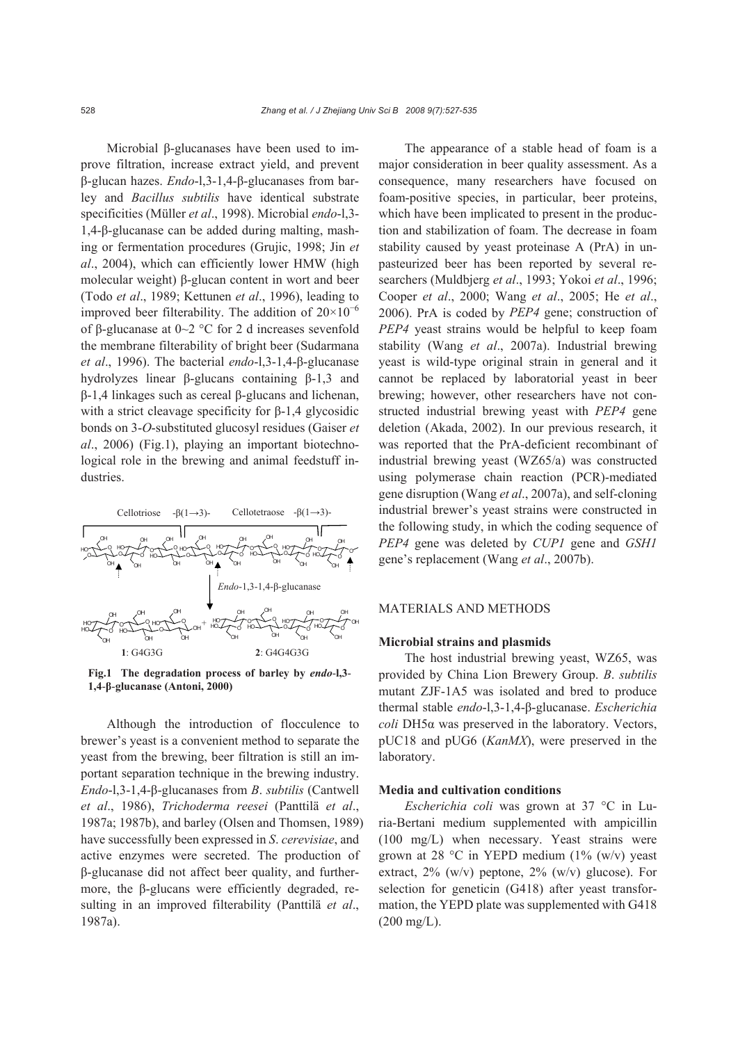Microbial β-glucanases have been used to improve filtration, increase extract yield, and prevent β-glucan hazes. *Endo*-l,3-1,4-β-glucanases from barley and *Bacillus subtilis* have identical substrate specificities (Müller *et al*., 1998). Microbial *endo*-l,3-1,4-β-glucanase can be added during malting, mashing or fermentation procedures (Grujic, 1998; Jin *et al*., 2004), which can efficiently lower HMW (high molecular weight) β-glucan content in wort and beer (Todo *et al*., 1989; Kettunen *et al*., 1996), leading to improved beer filterability. The addition of $20\times10^{-6}$ of β-glucanase at 0~2 °C for 2 d increases sevenfold the membrane filterability of bright beer (Sudarmana *et al*., 1996). The bacterial *endo*-l,3-1,4-β-glucanase hydrolyzes linear β-glucans containing β-1,3 and β-1,4 linkages such as cereal β-glucans and lichenan, with a strict cleavage specificity for β-1,4 glycosidic bonds on 3-*O*-substituted glucosyl residues (Gaiser *et al*., 2006) (Fig.1), playing an important biotechnological role in the brewing and animal feedstuff industries.

**Fig.1 The degradation process of barley by *endo*-l,3-1,4-β-glucanase (Antoni, 2000)**

Although the introduction of flocculence to brewer's yeast is a convenient method to separate the yeast from the brewing, beer filtration is still an important separation technique in the brewing industry. *Endo*-l,3-1,4-β-glucanases from *B*. *subtilis* (Cantwell *et al*., 1986), *Trichoderma reesei* (Panttilä *et al*., 1987a; 1987b), and barley (Olsen and Thomsen, 1989) have successfully been expressed in *S*. *cerevisiae*, and active enzymes were secreted. The production of β-glucanase did not affect beer quality, and furthermore, the β-glucans were efficiently degraded, resulting in an improved filterability (Panttilä *et al*., 1987a).

The appearance of a stable head of foam is a major consideration in beer quality assessment. As a consequence, many researchers have focused on foam-positive species, in particular, beer proteins, which have been implicated to present in the production and stabilization of foam. The decrease in foam stability caused by yeast proteinase A (PrA) in unpasteurized beer has been reported by several researchers (Muldbjerg *et al*., 1993; Yokoi *et al*., 1996; Cooper *et al*., 2000; Wang *et al*., 2005; He *et al*., 2006). PrA is coded by *PEP4* gene; construction of *PEP4* yeast strains would be helpful to keep foam stability (Wang *et al*., 2007a). Industrial brewing yeast is wild-type original strain in general and it cannot be replaced by laboratorial yeast in beer brewing; however, other researchers have not constructed industrial brewing yeast with *PEP4* gene deletion (Akada, 2002). In our previous research, it was reported that the PrA-deficient recombinant of industrial brewing yeast (WZ65/a) was constructed using polymerase chain reaction (PCR)-mediated gene disruption (Wang *et al*., 2007a), and self-cloning industrial brewer's yeast strains were constructed in the following study, in which the coding sequence of *PEP4* gene was deleted by *CUP1* gene and *GSH1* gene's replacement (Wang *et al*., 2007b).

## MATERIALS AND METHODS

### Microbial strains and plasmids

The host industrial brewing yeast, WZ65, was provided by China Lion Brewery Group. *B*. *subtilis* mutant ZJF-1A5 was isolated and bred to produce thermal stable *endo*-l,3-1,4-β-glucanase. *Escherichia coli* DH5α was preserved in the laboratory. Vectors, pUC18 and pUG6 (*KanMX*), were preserved in the laboratory.

### Media and cultivation conditions

*Escherichia coli* was grown at 37 °C in Luria-Bertani medium supplemented with ampicillin (100 mg/L) when necessary. Yeast strains were grown at 28 °C in YEPD medium (1% (w/v) yeast extract, 2% (w/v) peptone, 2% (w/v) glucose). For selection for geneticin (G418) after yeast transformation, the YEPD plate was supplemented with G418 (200 mg/L).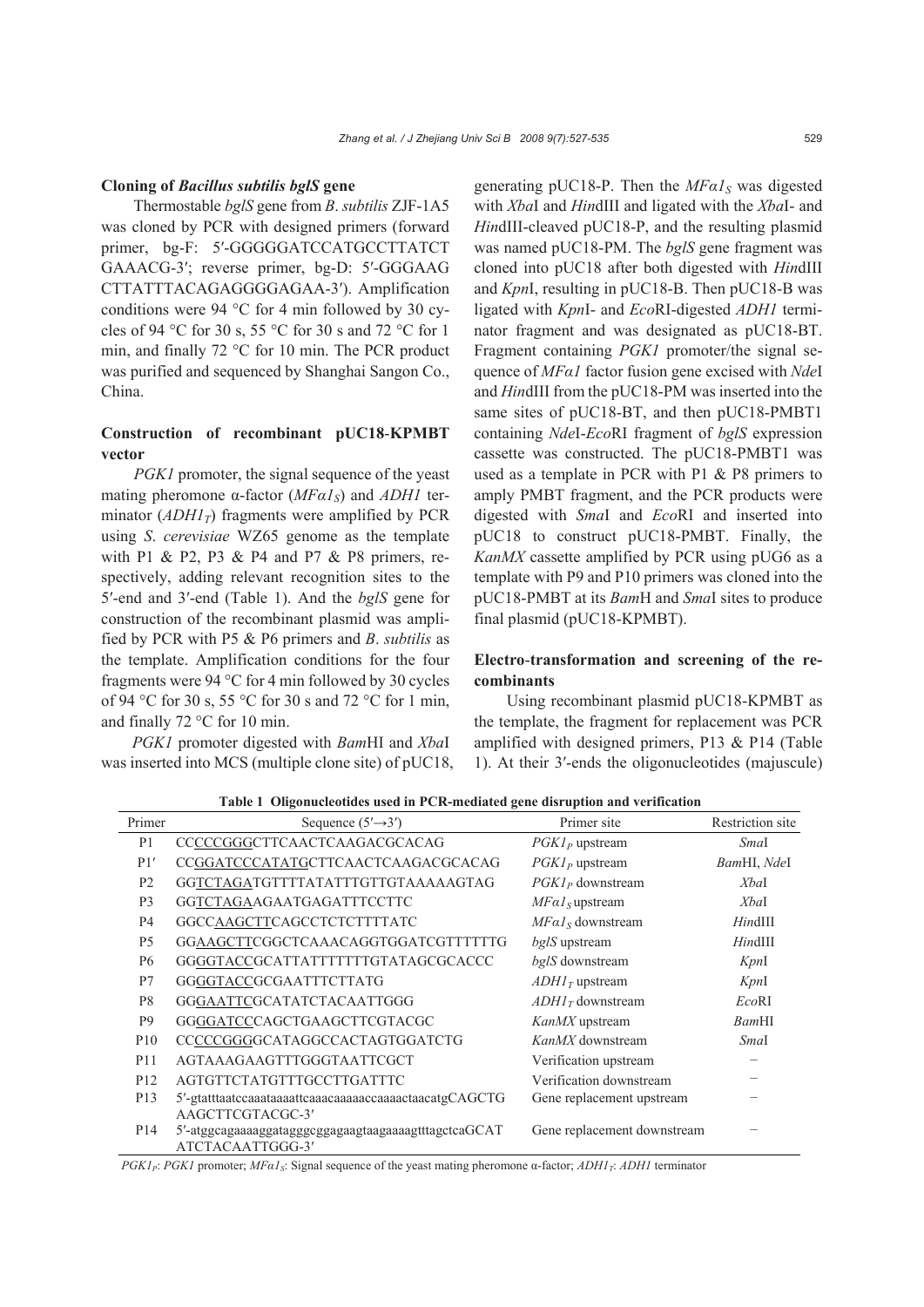### Cloning of *Bacillus subtilis bglS* gene

Thermostable *bglS* gene from *B*. *subtilis* ZJF-1A5 was cloned by PCR with designed primers (forward primer, bg-F: 5′-GGGGGATCCATGCCTTATCT GAAACG-3′; reverse primer, bg-D: 5′-GGGAAG CTTATTTACAGAGGGGGAGAA-3′). Amplification conditions were 94 °C for 4 min followed by 30 cycles of 94 °C for 30 s, 55 °C for 30 s and 72 °C for 1 min, and finally 72 °C for 10 min. The PCR product was purified and sequenced by Shanghai Sangon Co., China.

### Construction of recombinant pUC18-KPMBT vector

*PGK1* promoter, the signal sequence of the yeast mating pheromone α-factor ($MF\alpha1_S$) and *ADH1* terminator ($ADH1_T$) fragments were amplified by PCR using *S*. *cerevisiae* WZ65 genome as the template with P1 & P2, P3 & P4 and P7 & P8 primers, respectively, adding relevant recognition sites to the 5′-end and 3′-end (Table 1). And the *bglS* gene for construction of the recombinant plasmid was amplified by PCR with P5 & P6 primers and *B*. *subtilis* as the template. Amplification conditions for the four fragments were 94 °C for 4 min followed by 30 cycles of 94 °C for 30 s, 55 °C for 30 s and 72 °C for 1 min, and finally 72 °C for 10 min.

*PGK1* promoter digested with *Bam*HI and *Xba*I was inserted into MCS (multiple clone site) of pUC18, generating pUC18-P. Then the $MF\alpha1_S$ was digested with *Xba*I and *Hin*dIII and ligated with the *Xba*I- and *Hin*dIII-cleaved pUC18-P, and the resulting plasmid was named pUC18-PM. The *bglS* gene fragment was cloned into pUC18 after both digested with *Hin*dIII and *Kpn*I, resulting in pUC18-B. Then pUC18-B was ligated with *Kpn*I- and *Eco*RI-digested *ADH1* terminator fragment and was designated as pUC18-BT. Fragment containing *PGK1* promoter/the signal sequence of *MFα1* factor fusion gene excised with *Nde*I and *Hin*dIII from the pUC18-PM was inserted into the same sites of pUC18-BT, and then pUC18-PMBT1 containing *Nde*I-*Eco*RI fragment of *bglS* expression cassette was constructed. The pUC18-PMBT1 was used as a template in PCR with P1 & P8 primers to amply PMBT fragment, and the PCR products were digested with *Sma*I and *Eco*RI and inserted into pUC18 to construct pUC18-PMBT. Finally, the *KanMX* cassette amplified by PCR using pUG6 as a template with P9 and P10 primers was cloned into the pUC18-PMBT at its *Bam*H and *Sma*I sites to produce final plasmid (pUC18-KPMBT).

### Electro-transformation and screening of the recombinants

Using recombinant plasmid pUC18-KPMBT as the template, the fragment for replacement was PCR amplified with designed primers, P13 & P14 (Table 1). At their 3′-ends the oligonucleotides (majuscule)

**Table 1 Oligonucleotides used in PCR-mediated gene disruption and verification**

| Primer | Sequence (5′→3′) | Primer site | Restriction site |
|---|---|---|---|
| P1 | CCCCCGGGCTTCAACTCAAGACGCACAG | $PGK1_P$ upstream | *Sma*I |
| P1′ | CCGGATCCCATATGCTTCAACTCAAGACGCACAG | $PGK1_P$ upstream | *Bam*HI, *Nde*I |
| P2 | GGTCTAGATGTTTTATATTTGTTGTAAAAAGTAG | $PGK1_P$ downstream | *Xba*I |
| P3 | GGTCTAGAAGAATGAGATTTCCTTC | $MF\alpha1_S$ upstream | *Xba*I |
| P4 | GGCCAAGCTTCAGCCTCTCTTTTATC | $MF\alpha1_S$ downstream | *Hin*dIII |
| P5 | GGAAGCTTCGGCTCAAACAGGTGGATCGTTTTTTG | *bglS* upstream | *Hin*dIII |
| P6 | GGGGTACCGCATTATTTTTTTGTATAGCGCACCC | *bglS* downstream | *Kpn*I |
| P7 | GGGGTACCGCGAATTTCTTATG | $ADH1_T$ upstream | *Kpn*I |
| P8 | GGGAATTCGCATATCTACAATTGGG | $ADH1_T$ downstream | *Eco*RI |
| P9 | GGGGATCCCAGCTGAAGCTTCGTACGC | *KanMX* upstream | *Bam*HI |
| P10 | CCCCCGGGGCATAGGCCACTAGTGGATCTG | *KanMX* downstream | *Sma*I |
| P11 | AGTAAAGAAGTTTGGGTAATTCGCT | Verification upstream | − |
| P12 | AGTGTTCTATGTTTGCCTTGATTTC | Verification downstream | − |
| P13 | 5′-gtatttaatccaaataaaattcaaacaaaaaccaaaactaacatgCAGCTG AAGCTTCGTACGC-3′ | Gene replacement upstream | − |
| P14 | 5′-atggcagaaaaggatagggcggagaagtaagaaaagtttagctcaGCAT ATCTACAATTGGG-3′ | Gene replacement downstream | − |

$PGK1_P$: *PGK1* promoter; $MF\alpha1_S$: Signal sequence of the yeast mating pheromone α-factor; $ADH1_T$: *ADH1* terminator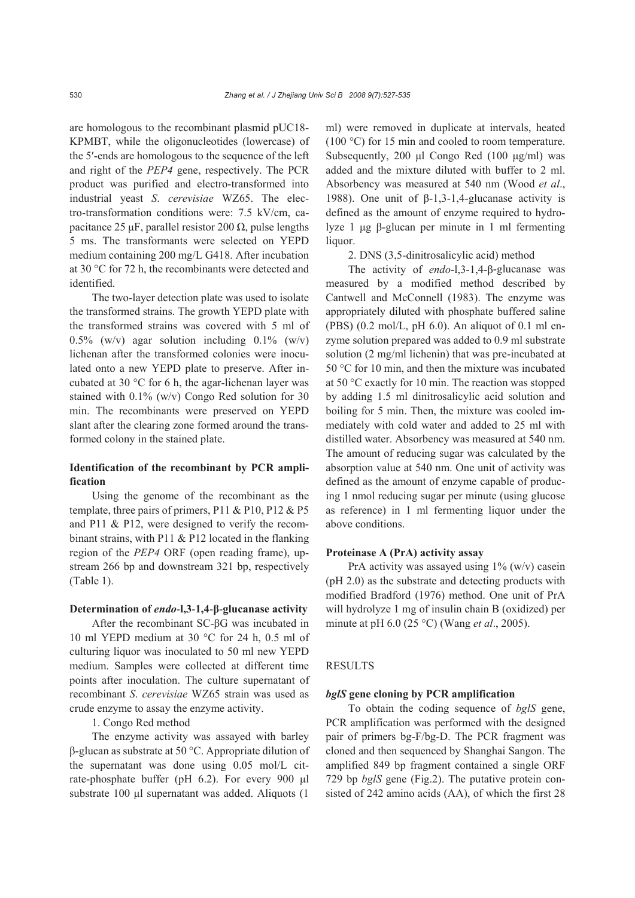are homologous to the recombinant plasmid pUC18-KPMBT, while the oligonucleotides (lowercase) of the 5′-ends are homologous to the sequence of the left and right of the *PEP4* gene, respectively. The PCR product was purified and electro-transformed into industrial yeast *S. cerevisiae* WZ65. The electro-transformation conditions were: 7.5 kV/cm, capacitance 25 μF, parallel resistor 200 Ω, pulse lengths 5 ms. The transformants were selected on YEPD medium containing 200 mg/L G418. After incubation at 30 °C for 72 h, the recombinants were detected and identified.

The two-layer detection plate was used to isolate the transformed strains. The growth YEPD plate with the transformed strains was covered with 5 ml of 0.5% (w/v) agar solution including 0.1% (w/v) lichenan after the transformed colonies were inoculated onto a new YEPD plate to preserve. After incubated at 30 °C for 6 h, the agar-lichenan layer was stained with 0.1% (w/v) Congo Red solution for 30 min. The recombinants were preserved on YEPD slant after the clearing zone formed around the transformed colony in the stained plate.

### Identification of the recombinant by PCR amplification

Using the genome of the recombinant as the template, three pairs of primers, P11 & P10, P12 & P5 and P11 & P12, were designed to verify the recombinant strains, with P11 & P12 located in the flanking region of the *PEP4* ORF (open reading frame), upstream 266 bp and downstream 321 bp, respectively (Table 1).

### Determination of *endo*-l,3-1,4-β-glucanase activity

After the recombinant SC-βG was incubated in 10 ml YEPD medium at 30 °C for 24 h, 0.5 ml of culturing liquor was inoculated to 50 ml new YEPD medium. Samples were collected at different time points after inoculation. The culture supernatant of recombinant *S. cerevisiae* WZ65 strain was used as crude enzyme to assay the enzyme activity.

1. Congo Red method

The enzyme activity was assayed with barley β-glucan as substrate at 50 °C. Appropriate dilution of the supernatant was done using 0.05 mol/L citrate-phosphate buffer (pH 6.2). For every 900 μl substrate 100 μl supernatant was added. Aliquots (1 ml) were removed in duplicate at intervals, heated (100 °C) for 15 min and cooled to room temperature. Subsequently, 200 μl Congo Red (100 μg/ml) was added and the mixture diluted with buffer to 2 ml. Absorbency was measured at 540 nm (Wood *et al*., 1988). One unit of β-1,3-1,4-glucanase activity is defined as the amount of enzyme required to hydrolyze 1 μg β-glucan per minute in 1 ml fermenting liquor.

2. DNS (3,5-dinitrosalicylic acid) method

The activity of *endo*-l,3-1,4-β-glucanase was measured by a modified method described by Cantwell and McConnell (1983). The enzyme was appropriately diluted with phosphate buffered saline (PBS) (0.2 mol/L, pH 6.0). An aliquot of 0.1 ml enzyme solution prepared was added to 0.9 ml substrate solution (2 mg/ml lichenin) that was pre-incubated at 50 °C for 10 min, and then the mixture was incubated at 50 °C exactly for 10 min. The reaction was stopped by adding 1.5 ml dinitrosalicylic acid solution and boiling for 5 min. Then, the mixture was cooled immediately with cold water and added to 25 ml with distilled water. Absorbency was measured at 540 nm. The amount of reducing sugar was calculated by the absorption value at 540 nm. One unit of activity was defined as the amount of enzyme capable of producing 1 nmol reducing sugar per minute (using glucose as reference) in 1 ml fermenting liquor under the above conditions.

### Proteinase A (PrA) activity assay

PrA activity was assayed using 1% (w/v) casein (pH 2.0) as the substrate and detecting products with modified Bradford (1976) method. One unit of PrA will hydrolyze 1 mg of insulin chain B (oxidized) per minute at pH 6.0 (25 °C) (Wang *et al*., 2005).

## RESULTS

### *bglS* gene cloning by PCR amplification

To obtain the coding sequence of *bglS* gene, PCR amplification was performed with the designed pair of primers bg-F/bg-D. The PCR fragment was cloned and then sequenced by Shanghai Sangon. The amplified 849 bp fragment contained a single ORF 729 bp *bglS* gene (Fig.2). The putative protein consisted of 242 amino acids (AA), of which the first 28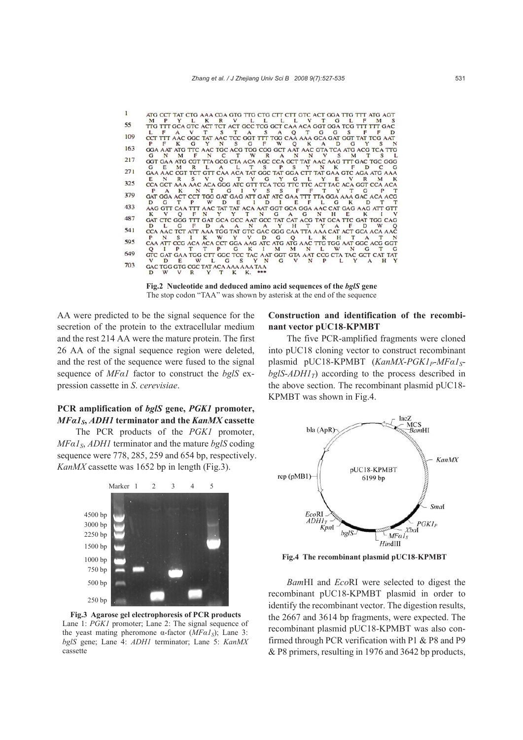```
1    ATG CCT TAT CTG AAA CGA GTG TTG CTG CTT CTT GTC ACT GGA TTG TTT ATG AGT
      M   P   Y   L   K   R   V   L   L   L   L   V   T   G   L   F   M   S
55   TTG TTT GCA GTC ACT TCT ACT GCC TCG GCT CAA ACA GGT GGA TCG TTT TTT GAC
      L   F   A   V   T   S   T   A   S   A   Q   T   G   G   S   F   F   D
109  CCT TTT AAC GGC TAT AAC TCC GGT TTT TGG CAA AAA GCA GAT GGT TAT TCG AAT
      P   F   K   G   Y   N   S   G   F   W   Q   K   A   D   G   Y   S   N
163  GGA AAT ATG TTC AAC TGC ACG TGG CGG GCT AAT AAC GTA TCA ATG ACG TCA TTG
      G   N   M   F   N   C   T   W   R   A   N   N   V   S   M   T   S   L
217  GGT GAA ATG CGT TTA GCG CTA ACA AGC CCA GCT TAT AAC AAG TTT GAC TGC GGG
      G   E   M   R   L   A   L   T   S   P   S   Y   N   K   F   D   C   G
271  GAA AAC CGT TCT GTT CAA ACA TAT GGC TAT GGA CTT TAT GAA GTC AGA ATG AAA
      E   N   R   S   V   Q   T   Y   G   Y   G   L   Y   E   V   R   M   K
325  CCA GCT AAA AAC ACA GGG ATC GTT TCA TCG TTC TTC ACT TAC ACA GGT CCA ACA
      P   A   K   N   T   G   I   V   S   S   F   F   T   Y   T   G   P   T
379  GAT GGA ACT CCT TGG GAT GAG ATT GAT ATC GAA TTT TTA GGA AAA GAC ACA ACG
      D   G   T   P   W   D   E   I   D   I   E   F   L   G   K   D   T   T
433  AAG GTT CAA TTT AAC TAT TAT ACA AAT GGT GCA GGA AAC CAT GAG AAG ATT GTT
      K   V   Q   F   N   Y   Y   T   N   G   A   G   N   H   E   K   I   V
487  GAT CTC GGG TTT GAT GCA GCC AAT GCC TAT CAT ACG TAT GCA TTC GAT TGG CAG
      D   L   G   F   D   A   A   N   A   Y   H   T   Y   A   F   D   W   Q
541  CCA AAC TCT ATT AAA TGG TAT GTC GAC GGG CAA TTA AAA CAT ACT GCA ACA AAC
      P   N   S   I   K   W   Y   V   D   G   Q   L   K   H   T   A   T   N
595  CAA ATT CCG ACA ACA CCT GGA AAG ATC ATG ATG AAC TTG TGG AAT GGC ACG GGT
      Q   I   P   T   T   P   G   K   I   M   M   N   L   W   N   G   T   G
649  GTC GAT GAA TGG CTT GGC TCC TAC AAT GGT GTA AAT CCG CTA TAC GCT CAT TAT
      V   D   E   W   L   G   S   Y   N   G   V   N   P   L   Y   A   H   Y
703  GAC TGG GTG CGC TAT ACA AAA AAA TAA
      D   W   V   R   Y   T   K   K.  ***
```

**Fig.2 Nucleotide and deduced amino acid sequences of the *bglS* gene**
The stop codon "TAA" was shown by asterisk at the end of the sequence

AA were predicted to be the signal sequence for the secretion of the protein to the extracellular medium and the rest 214 AA were the mature protein. The first 26 AA of the signal sequence region were deleted, and the rest of the sequence were fused to the signal sequence of *MFα1* factor to construct the *bglS* expression cassette in *S. cerevisiae*.

### PCR amplification of *bglS* gene, *PGK1* promoter, $MF\alpha1_S$, *ADH1* terminator and the *KanMX* cassette

The PCR products of the *PGK1* promoter, $MF\alpha1_S$, *ADH1* terminator and the mature *bglS* coding sequence were 778, 285, 259 and 654 bp, respectively. *KanMX* cassette was 1652 bp in length (Fig.3).

**Fig.3 Agarose gel electrophoresis of PCR products**
Lane 1: *PGK1* promoter; Lane 2: The signal sequence of the yeast mating pheromone α-factor ($MF\alpha1_S$); Lane 3: *bglS* gene; Lane 4: *ADH1* terminator; Lane 5: *KanMX* cassette

### Construction and identification of the recombinant vector pUC18-KPMBT

The five PCR-amplified fragments were cloned into pUC18 cloning vector to construct recombinant plasmid pUC18-KPMBT (*KanMX*-$PGK1_P$-$MF\alpha1_S$-*bglS*-$ADH1_T$) according to the process described in the above section. The recombinant plasmid pUC18-KPMBT was shown in Fig.4.

**Fig.4 The recombinant plasmid pUC18-KPMBT**

*Bam*HI and *Eco*RI were selected to digest the recombinant pUC18-KPMBT plasmid in order to identify the recombinant vector. The digestion results, the 2667 and 3614 bp fragments, were expected. The recombinant plasmid pUC18-KPMBT was also confirmed through PCR verification with P1 & P8 and P9 & P8 primers, resulting in 1976 and 3642 bp products,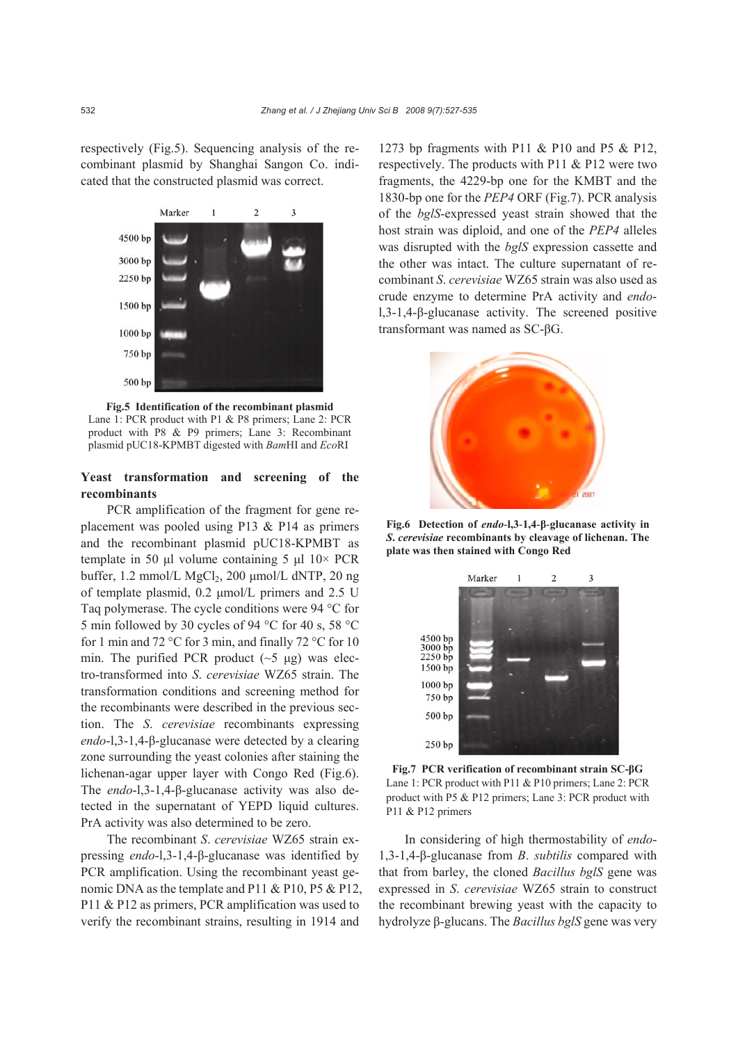respectively (Fig.5). Sequencing analysis of the recombinant plasmid by Shanghai Sangon Co. indicated that the constructed plasmid was correct.

**Fig.5 Identification of the recombinant plasmid**
Lane 1: PCR product with P1 & P8 primers; Lane 2: PCR product with P8 & P9 primers; Lane 3: Recombinant plasmid pUC18-KPMBT digested with *Bam*HI and *Eco*RI

### Yeast transformation and screening of the recombinants

PCR amplification of the fragment for gene replacement was pooled using P13 & P14 as primers and the recombinant plasmid pUC18-KPMBT as template in 50 μl volume containing 5 μl 10× PCR buffer, 1.2 mmol/L $MgCl_2$, 200 μmol/L dNTP, 20 ng of template plasmid, 0.2 μmol/L primers and 2.5 U Taq polymerase. The cycle conditions were 94 °C for 5 min followed by 30 cycles of 94 °C for 40 s, 58 °C for 1 min and 72 °C for 3 min, and finally 72 °C for 10 min. The purified PCR product (~5 μg) was electro-transformed into *S. cerevisiae* WZ65 strain. The transformation conditions and screening method for the recombinants were described in the previous section. The *S. cerevisiae* recombinants expressing *endo*-l,3-1,4-β-glucanase were detected by a clearing zone surrounding the yeast colonies after staining the lichenan-agar upper layer with Congo Red (Fig.6). The *endo*-l,3-1,4-β-glucanase activity was also detected in the supernatant of YEPD liquid cultures. PrA activity was also determined to be zero.

The recombinant *S. cerevisiae* WZ65 strain expressing *endo*-l,3-1,4-β-glucanase was identified by PCR amplification. Using the recombinant yeast genomic DNA as the template and P11 & P10, P5 & P12, P11 & P12 as primers, PCR amplification was used to verify the recombinant strains, resulting in 1914 and 1273 bp fragments with P11 & P10 and P5 & P12, respectively. The products with P11 & P12 were two fragments, the 4229-bp one for the KMBT and the 1830-bp one for the *PEP4* ORF (Fig.7). PCR analysis of the *bglS*-expressed yeast strain showed that the host strain was diploid, and one of the *PEP4* alleles was disrupted with the *bglS* expression cassette and the other was intact. The culture supernatant of recombinant *S. cerevisiae* WZ65 strain was also used as crude enzyme to determine PrA activity and *endo*-l,3-1,4-β-glucanase activity. The screened positive transformant was named as SC-βG.

**Fig.6 Detection of *endo*-l,3-1,4-β-glucanase activity in *S. cerevisiae* recombinants by cleavage of lichenan. The plate was then stained with Congo Red**

**Fig.7 PCR verification of recombinant strain SC-βG**
Lane 1: PCR product with P11 & P10 primers; Lane 2: PCR product with P5 & P12 primers; Lane 3: PCR product with P11 & P12 primers

In considering of high thermostability of *endo*-1,3-1,4-β-glucanase from *B. subtilis* compared with that from barley, the cloned *Bacillus bglS* gene was expressed in *S. cerevisiae* WZ65 strain to construct the recombinant brewing yeast with the capacity to hydrolyze β-glucans. The *Bacillus bglS* gene was very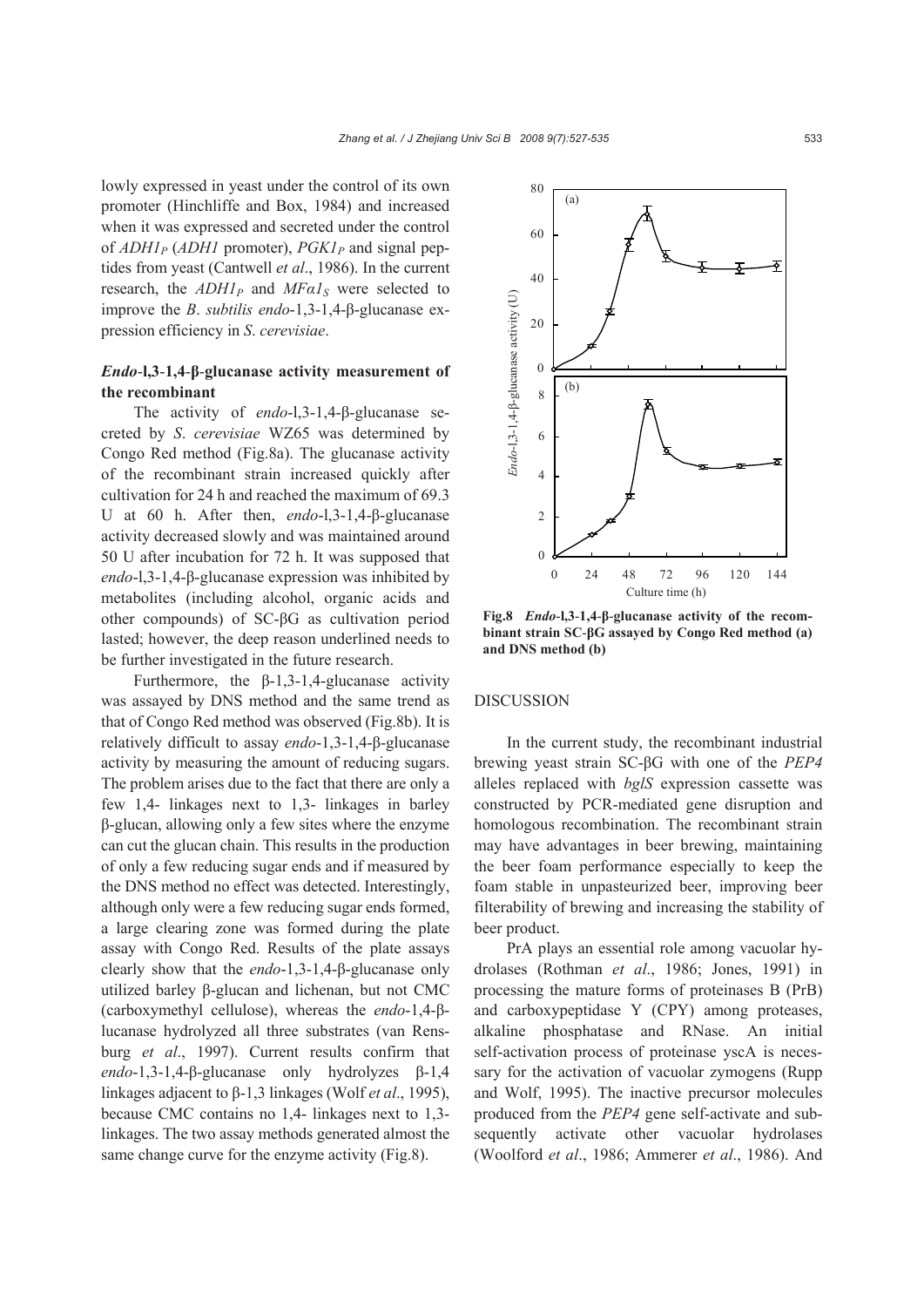lowly expressed in yeast under the control of its own promoter (Hinchliffe and Box, 1984) and increased when it was expressed and secreted under the control of $ADH1_P$ (*ADH1* promoter), $PGK1_P$ and signal peptides from yeast (Cantwell *et al*., 1986). In the current research, the $ADH1_P$ and $MF\alpha1_S$ were selected to improve the *B*. *subtilis* *endo*-1,3-1,4-β-glucanase expression efficiency in *S*. *cerevisiae*.

### *Endo*-l,3-1,4-β-glucanase activity measurement of the recombinant

The activity of *endo*-l,3-1,4-β-glucanase secreted by *S*. *cerevisiae* WZ65 was determined by Congo Red method (Fig.8a). The glucanase activity of the recombinant strain increased quickly after cultivation for 24 h and reached the maximum of 69.3 U at 60 h. After then, *endo*-l,3-1,4-β-glucanase activity decreased slowly and was maintained around 50 U after incubation for 72 h. It was supposed that *endo*-l,3-1,4-β-glucanase expression was inhibited by metabolites (including alcohol, organic acids and other compounds) of SC-βG as cultivation period lasted; however, the deep reason underlined needs to be further investigated in the future research.

Furthermore, the β-1,3-1,4-glucanase activity was assayed by DNS method and the same trend as that of Congo Red method was observed (Fig.8b). It is relatively difficult to assay *endo*-1,3-1,4-β-glucanase activity by measuring the amount of reducing sugars. The problem arises due to the fact that there are only a few 1,4- linkages next to 1,3- linkages in barley β-glucan, allowing only a few sites where the enzyme can cut the glucan chain. This results in the production of only a few reducing sugar ends and if measured by the DNS method no effect was detected. Interestingly, although only were a few reducing sugar ends formed, a large clearing zone was formed during the plate assay with Congo Red. Results of the plate assays clearly show that the *endo*-1,3-1,4-β-glucanase only utilized barley β-glucan and lichenan, but not CMC (carboxymethyl cellulose), whereas the *endo*-1,4-β-lucanase hydrolyzed all three substrates (van Rensburg *et al*., 1997). Current results confirm that *endo*-1,3-1,4-β-glucanase only hydrolyzes β-1,4 linkages adjacent to β-1,3 linkages (Wolf *et al*., 1995), because CMC contains no 1,4- linkages next to 1,3- linkages. The two assay methods generated almost the same change curve for the enzyme activity (Fig.8).

**Fig.8** ***Endo*-l,3-1,4-β-glucanase activity of the recombinant strain SC-βG assayed by Congo Red method (a) and DNS method (b)**

## DISCUSSION

In the current study, the recombinant industrial brewing yeast strain SC-βG with one of the *PEP4* alleles replaced with *bglS* expression cassette was constructed by PCR-mediated gene disruption and homologous recombination. The recombinant strain may have advantages in beer brewing, maintaining the beer foam performance especially to keep the foam stable in unpasteurized beer, improving beer filterability of brewing and increasing the stability of beer product.

PrA plays an essential role among vacuolar hydrolases (Rothman *et al*., 1986; Jones, 1991) in processing the mature forms of proteinases B (PrB) and carboxypeptidase Y (CPY) among proteases, alkaline phosphatase and RNase. An initial self-activation process of proteinase yscA is necessary for the activation of vacuolar zymogens (Rupp and Wolf, 1995). The inactive precursor molecules produced from the *PEP4* gene self-activate and subsequently activate other vacuolar hydrolases (Woolford *et al*., 1986; Ammerer *et al*., 1986). And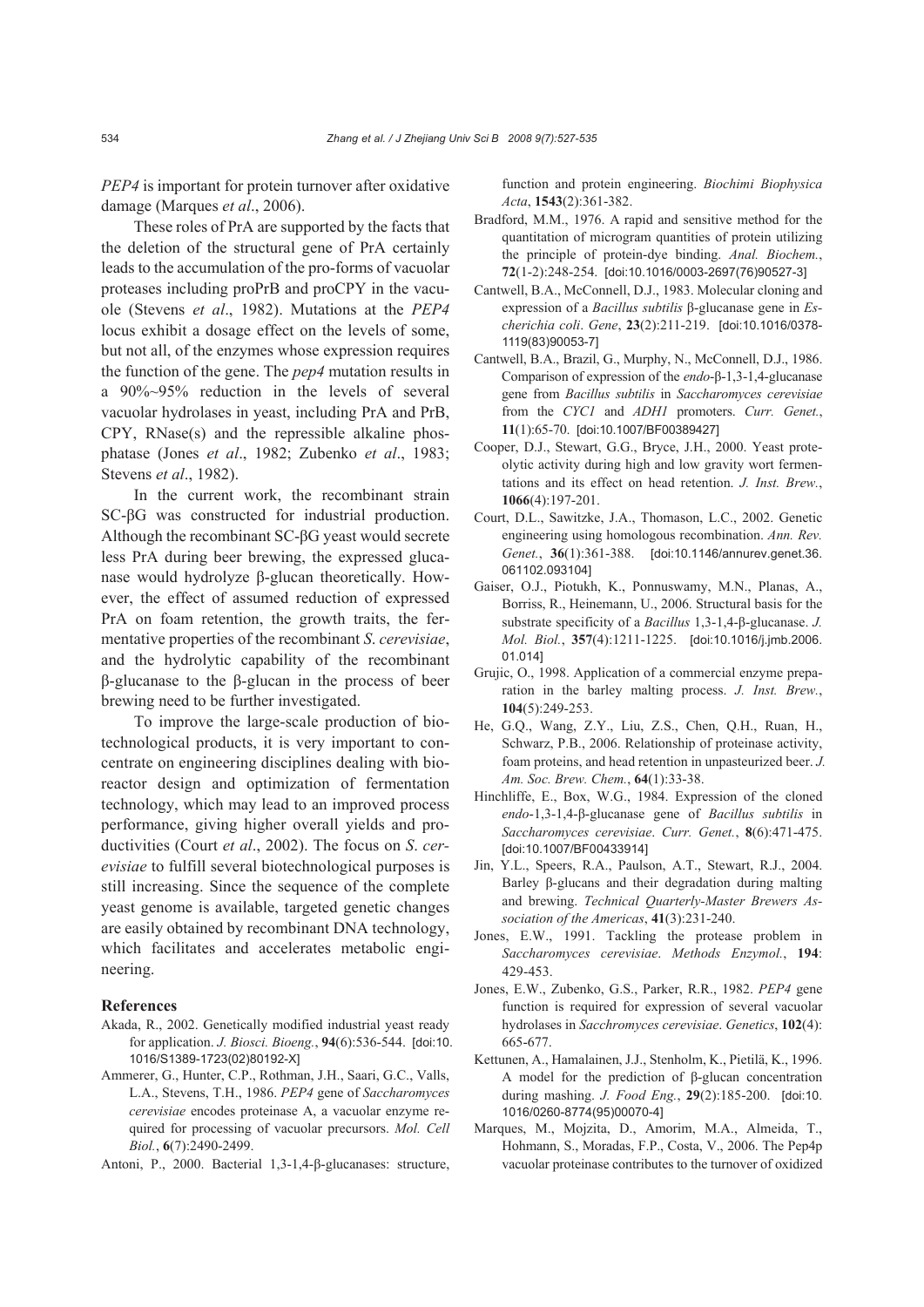*PEP4* is important for protein turnover after oxidative damage (Marques *et al*., 2006).

These roles of PrA are supported by the facts that the deletion of the structural gene of PrA certainly leads to the accumulation of the pro-forms of vacuolar proteases including proPrB and proCPY in the vacuole (Stevens *et al*., 1982). Mutations at the *PEP4* locus exhibit a dosage effect on the levels of some, but not all, of the enzymes whose expression requires the function of the gene. The *pep4* mutation results in a 90%~95% reduction in the levels of several vacuolar hydrolases in yeast, including PrA and PrB, CPY, RNase(s) and the repressible alkaline phosphatase (Jones *et al*., 1982; Zubenko *et al*., 1983; Stevens *et al*., 1982).

In the current work, the recombinant strain SC-βG was constructed for industrial production. Although the recombinant SC-βG yeast would secrete less PrA during beer brewing, the expressed glucanase would hydrolyze β-glucan theoretically. However, the effect of assumed reduction of expressed PrA on foam retention, the growth traits, the fermentative properties of the recombinant *S*. *cerevisiae*, and the hydrolytic capability of the recombinant β-glucanase to the β-glucan in the process of beer brewing need to be further investigated.

To improve the large-scale production of biotechnological products, it is very important to concentrate on engineering disciplines dealing with bioreactor design and optimization of fermentation technology, which may lead to an improved process performance, giving higher overall yields and productivities (Court *et al*., 2002). The focus on *S*. *cerevisiae* to fulfill several biotechnological purposes is still increasing. Since the sequence of the complete yeast genome is available, targeted genetic changes are easily obtained by recombinant DNA technology, which facilitates and accelerates metabolic engineering.

## References

Akada, R., 2002. Genetically modified industrial yeast ready for application. *J. Biosci. Bioeng.*, **94**(6):536-544. [doi:10.1016/S1389-1723(02)80192-X]

Ammerer, G., Hunter, C.P., Rothman, J.H., Saari, G.C., Valls, L.A., Stevens, T.H., 1986. *PEP4* gene of *Saccharomyces cerevisiae* encodes proteinase A, a vacuolar enzyme required for processing of vacuolar precursors. *Mol. Cell Biol.*, **6**(7):2490-2499.

Antoni, P., 2000. Bacterial 1,3-1,4-β-glucanases: structure, function and protein engineering. *Biochimi Biophysica Acta*, **1543**(2):361-382.

Bradford, M.M., 1976. A rapid and sensitive method for the quantitation of microgram quantities of protein utilizing the principle of protein-dye binding. *Anal. Biochem.*, **72**(1-2):248-254. [doi:10.1016/0003-2697(76)90527-3]

Cantwell, B.A., McConnell, D.J., 1983. Molecular cloning and expression of a *Bacillus subtilis* β-glucanase gene in *Escherichia coli*. *Gene*, **23**(2):211-219. [doi:10.1016/0378-1119(83)90053-7]

Cantwell, B.A., Brazil, G., Murphy, N., McConnell, D.J., 1986. Comparison of expression of the *endo*-β-1,3-1,4-glucanase gene from *Bacillus subtilis* in *Saccharomyces cerevisiae* from the *CYC1* and *ADH1* promoters. *Curr. Genet.*, **11**(1):65-70. [doi:10.1007/BF00389427]

Cooper, D.J., Stewart, G.G., Bryce, J.H., 2000. Yeast proteolytic activity during high and low gravity wort fermentations and its effect on head retention. *J. Inst. Brew.*, **1066**(4):197-201.

Court, D.L., Sawitzke, J.A., Thomason, L.C., 2002. Genetic engineering using homologous recombination. *Ann. Rev. Genet.*, **36**(1):361-388. [doi:10.1146/annurev.genet.36.061102.093104]

Gaiser, O.J., Piotukh, K., Ponnuswamy, M.N., Planas, A., Borriss, R., Heinemann, U., 2006. Structural basis for the substrate specificity of a *Bacillus* 1,3-1,4-β-glucanase. *J. Mol. Biol.*, **357**(4):1211-1225. [doi:10.1016/j.jmb.2006.01.014]

Grujic, O., 1998. Application of a commercial enzyme preparation in the barley malting process. *J. Inst. Brew.*, **104**(5):249-253.

He, G.Q., Wang, Z.Y., Liu, Z.S., Chen, Q.H., Ruan, H., Schwarz, P.B., 2006. Relationship of proteinase activity, foam proteins, and head retention in unpasteurized beer. *J. Am. Soc. Brew. Chem.*, **64**(1):33-38.

Hinchliffe, E., Box, W.G., 1984. Expression of the cloned *endo*-1,3-1,4-β-glucanase gene of *Bacillus subtilis* in *Saccharomyces cerevisiae*. *Curr. Genet.*, **8**(6):471-475. [doi:10.1007/BF00433914]

Jin, Y.L., Speers, R.A., Paulson, A.T., Stewart, R.J., 2004. Barley β-glucans and their degradation during malting and brewing. *Technical Quarterly-Master Brewers Association of the Americas*, **41**(3):231-240.

Jones, E.W., 1991. Tackling the protease problem in *Saccharomyces cerevisiae*. *Methods Enzymol.*, **194**: 429-453.

Jones, E.W., Zubenko, G.S., Parker, R.R., 1982. *PEP4* gene function is required for expression of several vacuolar hydrolases in *Sacchromyces cerevisiae*. *Genetics*, **102**(4): 665-677.

Kettunen, A., Hamalainen, J.J., Stenholm, K., Pietilä, K., 1996. A model for the prediction of β-glucan concentration during mashing. *J. Food Eng.*, **29**(2):185-200. [doi:10.1016/0260-8774(95)00070-4]

Marques, M., Mojzita, D., Amorim, M.A., Almeida, T., Hohmann, S., Moradas, F.P., Costa, V., 2006. The Pep4p vacuolar proteinase contributes to the turnover of oxidized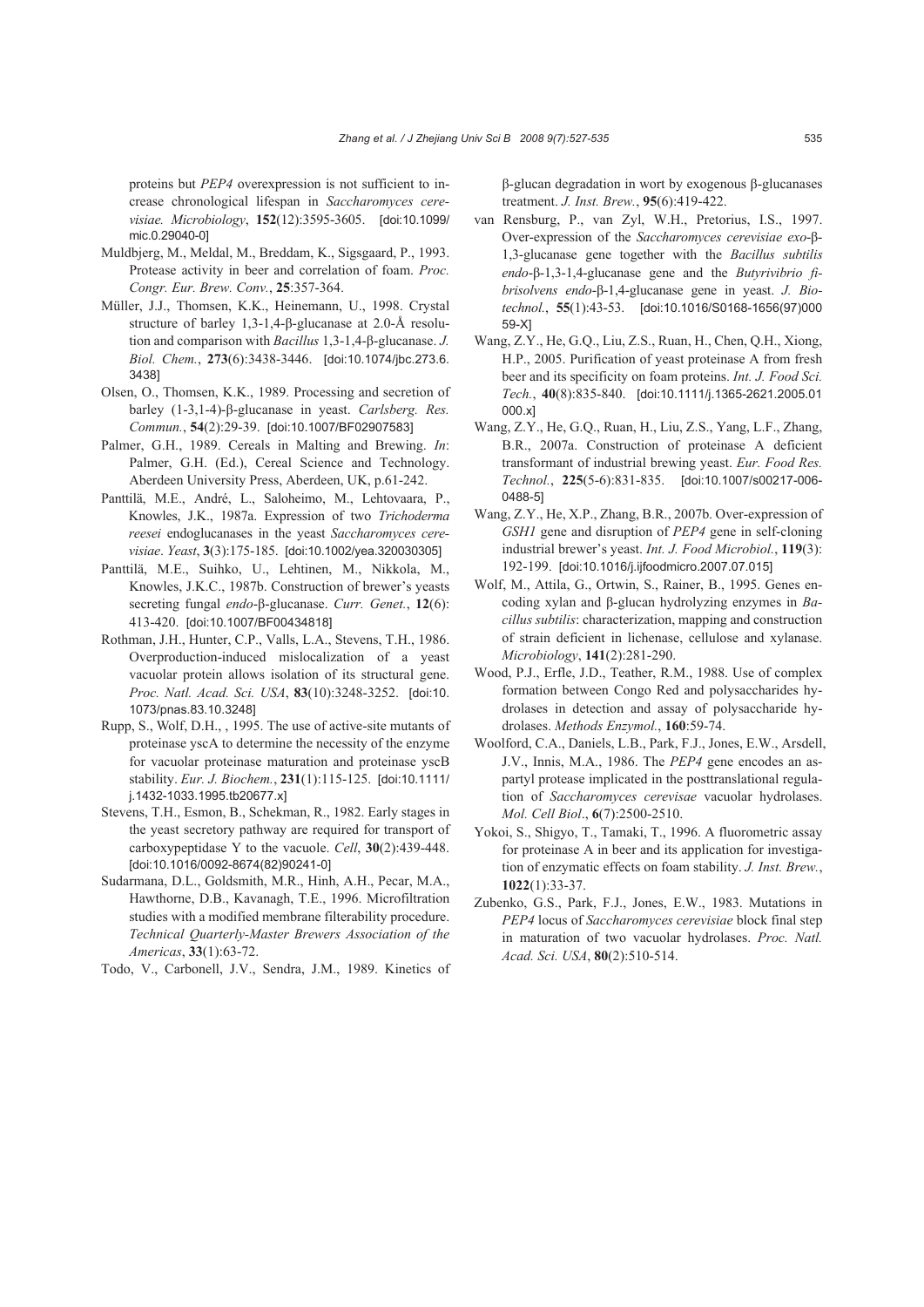proteins but *PEP4* overexpression is not sufficient to increase chronological lifespan in *Saccharomyces cerevisiae. Microbiology*, **152**(12):3595-3605. [doi:10.1099/mic.0.29040-0]

Muldbjerg, M., Meldal, M., Breddam, K., Sigsgaard, P., 1993. Protease activity in beer and correlation of foam. *Proc. Congr. Eur. Brew. Conv.*, **25**:357-364.

Müller, J.J., Thomsen, K.K., Heinemann, U., 1998. Crystal structure of barley 1,3-1,4-β-glucanase at 2.0-Å resolution and comparison with *Bacillus* 1,3-1,4-β-glucanase. *J. Biol. Chem.*, **273**(6):3438-3446. [doi:10.1074/jbc.273.6.3438]

Olsen, O., Thomsen, K.K., 1989. Processing and secretion of barley (1-3,1-4)-β-glucanase in yeast. *Carlsberg. Res. Commun.*, **54**(2):29-39. [doi:10.1007/BF02907583]

Palmer, G.H., 1989. Cereals in Malting and Brewing. *In*: Palmer, G.H. (Ed.), Cereal Science and Technology. Aberdeen University Press, Aberdeen, UK, p.61-242.

Panttilä, M.E., André, L., Saloheimo, M., Lehtovaara, P., Knowles, J.K., 1987a. Expression of two *Trichoderma reesei* endoglucanases in the yeast *Saccharomyces cerevisiae*. *Yeast*, **3**(3):175-185. [doi:10.1002/yea.320030305]

Panttilä, M.E., Suihko, U., Lehtinen, M., Nikkola, M., Knowles, J.K.C., 1987b. Construction of brewer's yeasts secreting fungal *endo*-β-glucanase. *Curr. Genet.*, **12**(6): 413-420. [doi:10.1007/BF00434818]

Rothman, J.H., Hunter, C.P., Valls, L.A., Stevens, T.H., 1986. Overproduction-induced mislocalization of a yeast vacuolar protein allows isolation of its structural gene. *Proc. Natl. Acad. Sci. USA*, **83**(10):3248-3252. [doi:10.1073/pnas.83.10.3248]

Rupp, S., Wolf, D.H., , 1995. The use of active-site mutants of proteinase yscA to determine the necessity of the enzyme for vacuolar proteinase maturation and proteinase yscB stability. *Eur. J. Biochem.*, **231**(1):115-125. [doi:10.1111/j.1432-1033.1995.tb20677.x]

Stevens, T.H., Esmon, B., Schekman, R., 1982. Early stages in the yeast secretory pathway are required for transport of carboxypeptidase Y to the vacuole. *Cell*, **30**(2):439-448. [doi:10.1016/0092-8674(82)90241-0]

Sudarmana, D.L., Goldsmith, M.R., Hinh, A.H., Pecar, M.A., Hawthorne, D.B., Kavanagh, T.E., 1996. Microfiltration studies with a modified membrane filterability procedure. *Technical Quarterly-Master Brewers Association of the Americas*, **33**(1):63-72.

Todo, V., Carbonell, J.V., Sendra, J.M., 1989. Kinetics of β-glucan degradation in wort by exogenous β-glucanases treatment. *J. Inst. Brew.*, **95**(6):419-422.

van Rensburg, P., van Zyl, W.H., Pretorius, I.S., 1997. Over-expression of the *Saccharomyces cerevisiae exo*-β-1,3-glucanase gene together with the *Bacillus subtilis endo*-β-1,3-1,4-glucanase gene and the *Butyrivibrio fibrisolvens endo*-β-1,4-glucanase gene in yeast. *J. Biotechnol.*, **55**(1):43-53. [doi:10.1016/S0168-1656(97)00059-X]

Wang, Z.Y., He, G.Q., Liu, Z.S., Ruan, H., Chen, Q.H., Xiong, H.P., 2005. Purification of yeast proteinase A from fresh beer and its specificity on foam proteins. *Int. J. Food Sci. Tech.*, **40**(8):835-840. [doi:10.1111/j.1365-2621.2005.01000.x]

Wang, Z.Y., He, G.Q., Ruan, H., Liu, Z.S., Yang, L.F., Zhang, B.R., 2007a. Construction of proteinase A deficient transformant of industrial brewing yeast. *Eur. Food Res. Technol.*, **225**(5-6):831-835. [doi:10.1007/s00217-006-0488-5]

Wang, Z.Y., He, X.P., Zhang, B.R., 2007b. Over-expression of *GSH1* gene and disruption of *PEP4* gene in self-cloning industrial brewer's yeast. *Int. J. Food Microbiol.*, **119**(3): 192-199. [doi:10.1016/j.ijfoodmicro.2007.07.015]

Wolf, M., Attila, G., Ortwin, S., Rainer, B., 1995. Genes encoding xylan and β-glucan hydrolyzing enzymes in *Bacillus subtilis*: characterization, mapping and construction of strain deficient in lichenase, cellulose and xylanase. *Microbiology*, **141**(2):281-290.

Wood, P.J., Erfle, J.D., Teather, R.M., 1988. Use of complex formation between Congo Red and polysaccharides hydrolases in detection and assay of polysaccharide hydrolases. *Methods Enzymol.*, **160**:59-74.

Woolford, C.A., Daniels, L.B., Park, F.J., Jones, E.W., Arsdell, J.V., Innis, M.A., 1986. The *PEP4* gene encodes an aspartyl protease implicated in the posttranslational regulation of *Saccharomyces cerevisae* vacuolar hydrolases. *Mol. Cell Biol*., **6**(7):2500-2510.

Yokoi, S., Shigyo, T., Tamaki, T., 1996. A fluorometric assay for proteinase A in beer and its application for investigation of enzymatic effects on foam stability. *J. Inst. Brew.*, **1022**(1):33-37.

Zubenko, G.S., Park, F.J., Jones, E.W., 1983. Mutations in *PEP4* locus of *Saccharomyces cerevisiae* block final step in maturation of two vacuolar hydrolases. *Proc. Natl. Acad. Sci. USA*, **80**(2):510-514.